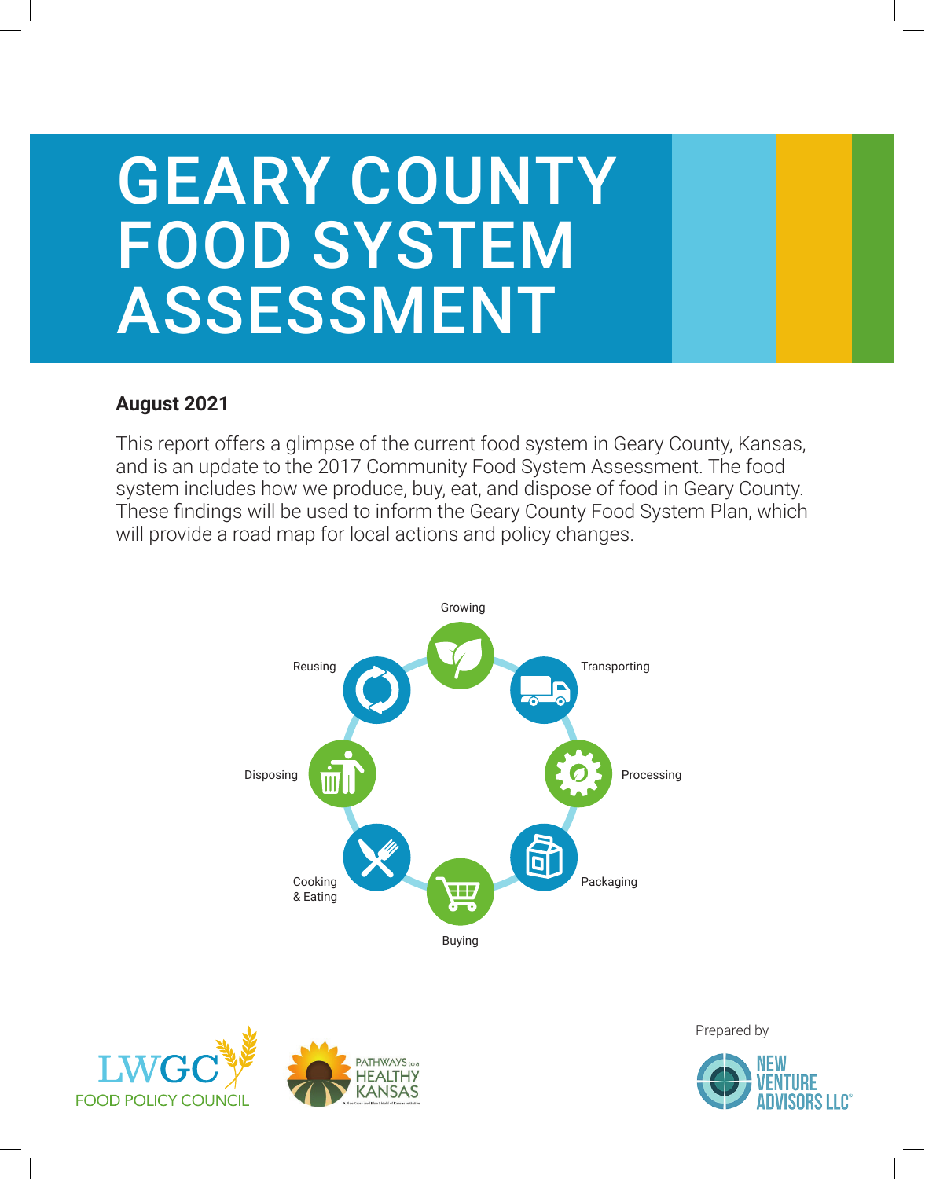# GEARY COUNTY FOOD SYSTEM ASSESSMENT

**August 2021**

This report offers a glimpse of the current food system in Geary County, Kansas, and is an update to the 2017 Community Food System Assessment. The food system includes how we produce, buy, eat, and dispose of food in Geary County. These findings will be used to inform the Geary County Food System Plan, which will provide a road map for local actions and policy changes.

Growing

Transporting

Processing

Packaging

Buying

Cooking & Eating

Disposing

Reusing

LWGC FOOD POLICY COUNCIL

PATHWAYS to a HEALTHY KANSAS

Prepared by

NEW VENTURE ADVISORS LLC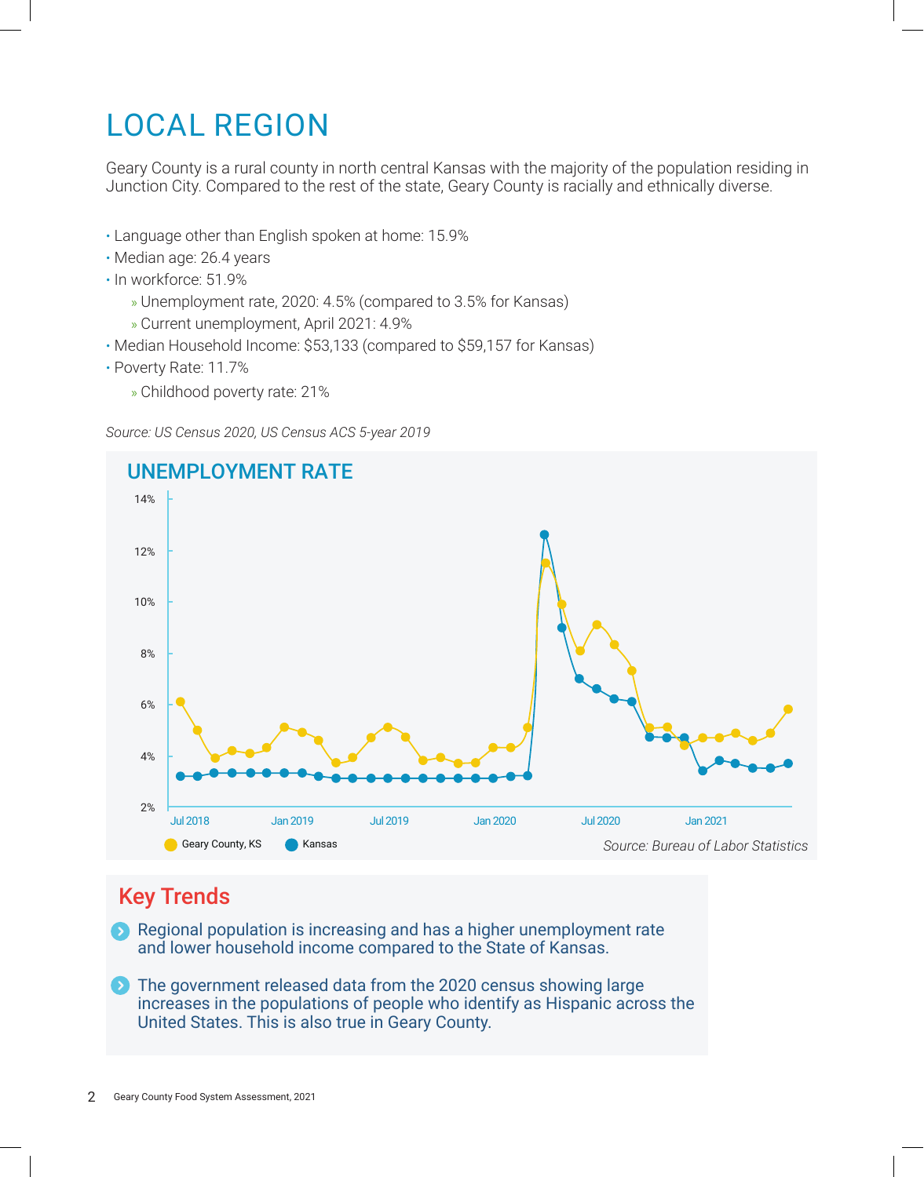# LOCAL REGION

Geary County is a rural county in north central Kansas with the majority of the population residing in Junction City. Compared to the rest of the state, Geary County is racially and ethnically diverse.

- Language other than English spoken at home: 15.9%
- Median age: 26.4 years
- In workforce: 51.9%
  - Unemployment rate, 2020: 4.5% (compared to 3.5% for Kansas)
  - Current unemployment, April 2021: 4.9%
- Median Household Income: $53,133 (compared to $59,157 for Kansas)
- Poverty Rate: 11.7%
  - Childhood poverty rate: 21%

*Source: US Census 2020, US Census ACS 5-year 2019*

## UNEMPLOYMENT RATE

*Source: Bureau of Labor Statistics*

## Key Trends

- Regional population is increasing and has a higher unemployment rate and lower household income compared to the State of Kansas.
- The government released data from the 2020 census showing large increases in the populations of people who identify as Hispanic across the United States. This is also true in Geary County.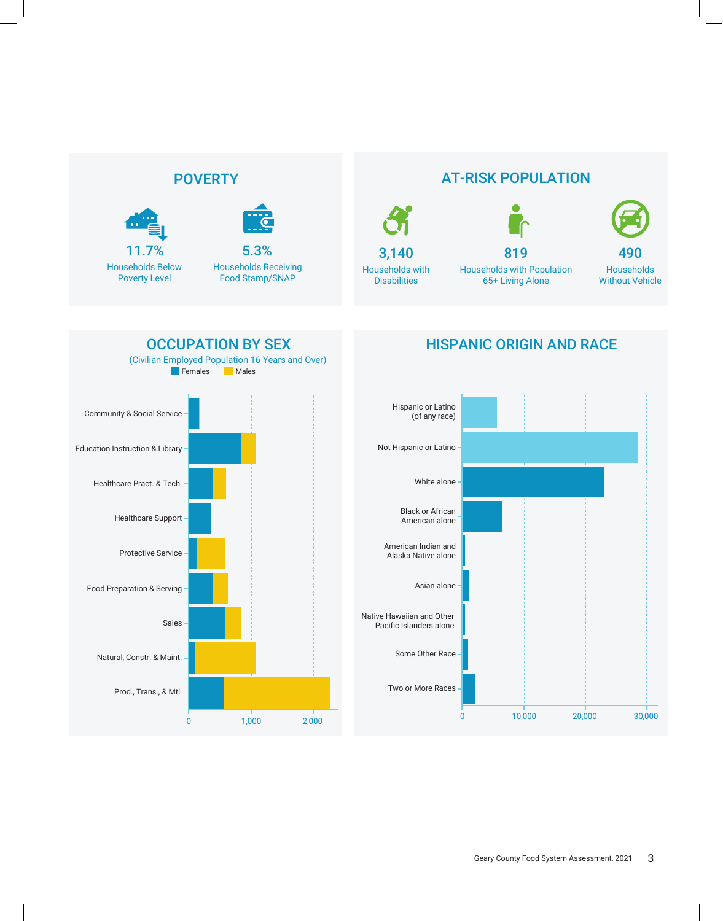## POVERTY

**11.7%**
Households Below Poverty Level

**5.3%**
Households Receiving Food Stamp/SNAP

## AT-RISK POPULATION

**3,140**
Households with Disabilities

**819**
Households with Population 65+ Living Alone

**490**
Households Without Vehicle

## OCCUPATION BY SEX

(Civilian Employed Population 16 Years and Over)

Females | Males

- Community & Social Service
- Education Instruction & Library
- Healthcare Pract. & Tech.
- Healthcare Support
- Protective Service
- Food Preparation & Serving
- Sales
- Natural, Constr. & Maint.
- Prod., Trans., & Mtl.

0 | 1,000 | 2,000

## HISPANIC ORIGIN AND RACE

- Hispanic or Latino (of any race)
- Not Hispanic or Latino
- White alone
- Black or African American alone
- American Indian and Alaska Native alone
- Asian alone
- Native Hawaiian and Other Pacific Islanders alone
- Some Other Race
- Two or More Races

0 | 10,000 | 20,000 | 30,000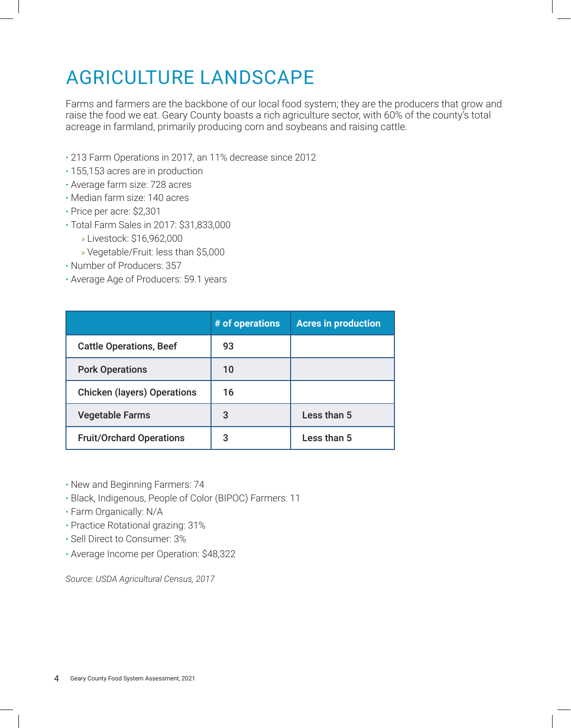# AGRICULTURE LANDSCAPE

Farms and farmers are the backbone of our local food system; they are the producers that grow and raise the food we eat. Geary County boasts a rich agriculture sector, with 60% of the county's total acreage in farmland, primarily producing corn and soybeans and raising cattle.

- 213 Farm Operations in 2017, an 11% decrease since 2012
- 155,153 acres are in production
- Average farm size: 728 acres
- Median farm size: 140 acres
- Price per acre: $2,301
- Total Farm Sales in 2017: $31,833,000
  - Livestock: $16,962,000
  - Vegetable/Fruit: less than $5,000
- Number of Producers: 357
- Average Age of Producers: 59.1 years

| | # of operations | Acres in production |
|---|---|---|
| **Cattle Operations, Beef** | 93 | |
| **Pork Operations** | 10 | |
| **Chicken (layers) Operations** | 16 | |
| **Vegetable Farms** | 3 | Less than 5 |
| **Fruit/Orchard Operations** | 3 | Less than 5 |

- New and Beginning Farmers: 74
- Black, Indigenous, People of Color (BIPOC) Farmers: 11
- Farm Organically: N/A
- Practice Rotational grazing: 31%
- Sell Direct to Consumer: 3%
- Average Income per Operation: $48,322

*Source: USDA Agricultural Census, 2017*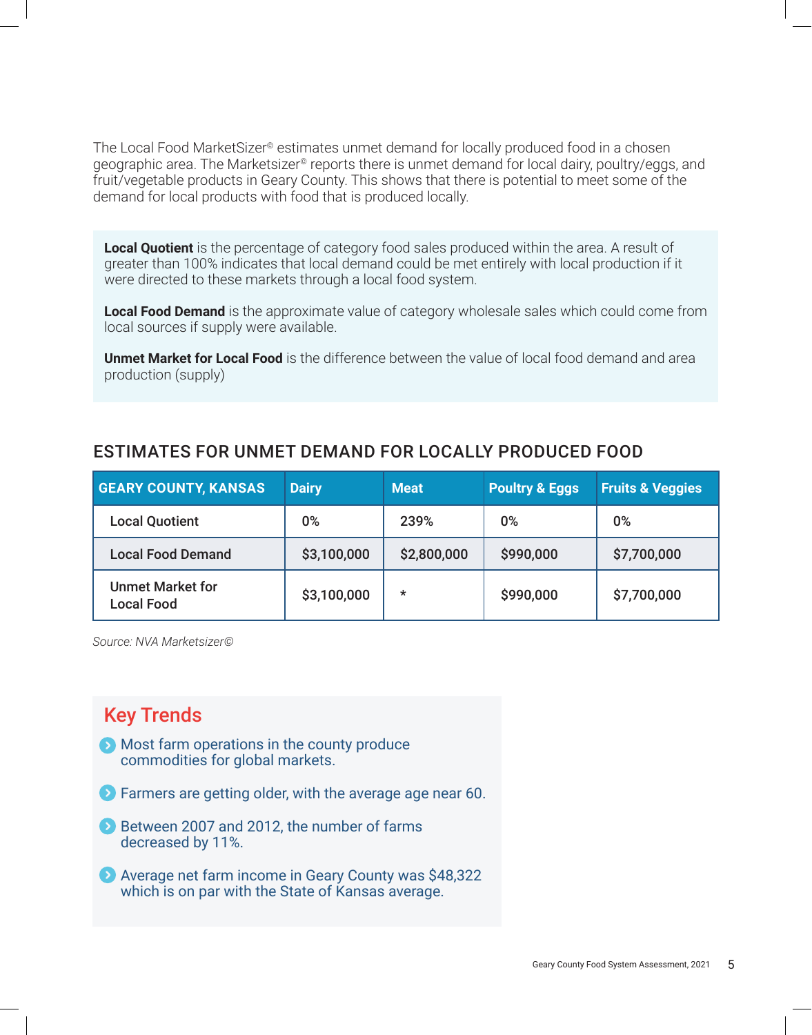The Local Food MarketSizer© estimates unmet demand for locally produced food in a chosen geographic area. The Marketsizer© reports there is unmet demand for local dairy, poultry/eggs, and fruit/vegetable products in Geary County. This shows that there is potential to meet some of the demand for local products with food that is produced locally.

**Local Quotient** is the percentage of category food sales produced within the area. A result of greater than 100% indicates that local demand could be met entirely with local production if it were directed to these markets through a local food system.

**Local Food Demand** is the approximate value of category wholesale sales which could come from local sources if supply were available.

**Unmet Market for Local Food** is the difference between the value of local food demand and area production (supply)

## ESTIMATES FOR UNMET DEMAND FOR LOCALLY PRODUCED FOOD

| GEARY COUNTY, KANSAS | Dairy | Meat | Poultry & Eggs | Fruits & Veggies |
|---|---|---|---|---|
| Local Quotient | 0% | 239% | 0% | 0% |
| Local Food Demand | $3,100,000 | $2,800,000 | $990,000 | $7,700,000 |
| Unmet Market for Local Food | $3,100,000 | * | $990,000 | $7,700,000 |

*Source: NVA Marketsizer©*

## Key Trends

- Most farm operations in the county produce commodities for global markets.
- Farmers are getting older, with the average age near 60.
- Between 2007 and 2012, the number of farms decreased by 11%.
- Average net farm income in Geary County was $48,322 which is on par with the State of Kansas average.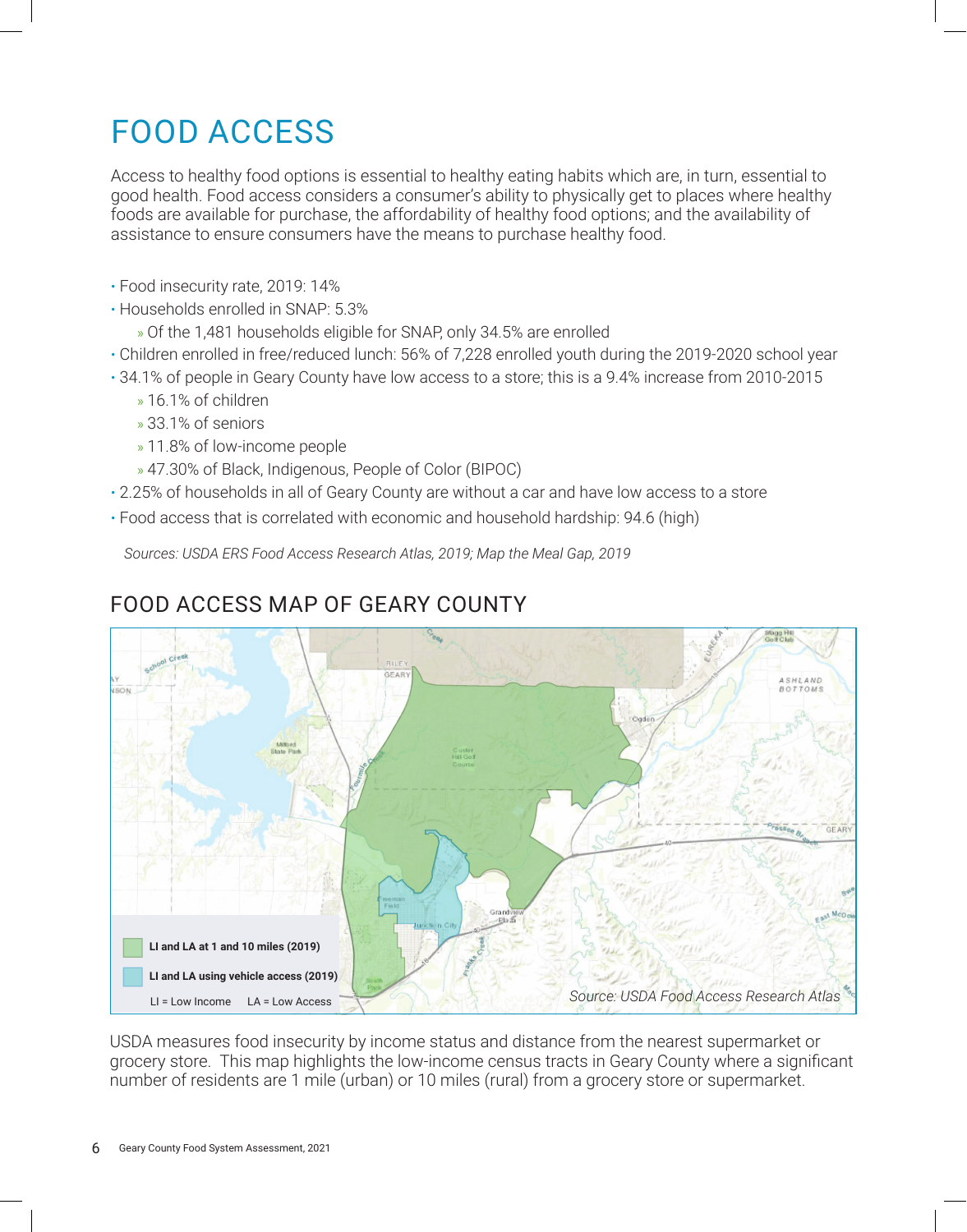# FOOD ACCESS

Access to healthy food options is essential to healthy eating habits which are, in turn, essential to good health. Food access considers a consumer's ability to physically get to places where healthy foods are available for purchase, the affordability of healthy food options; and the availability of assistance to ensure consumers have the means to purchase healthy food.

- Food insecurity rate, 2019: 14%
- Households enrolled in SNAP: 5.3%
  - Of the 1,481 households eligible for SNAP, only 34.5% are enrolled
- Children enrolled in free/reduced lunch: 56% of 7,228 enrolled youth during the 2019-2020 school year
- 34.1% of people in Geary County have low access to a store; this is a 9.4% increase from 2010-2015
  - 16.1% of children
  - 33.1% of seniors
  - 11.8% of low-income people
  - 47.30% of Black, Indigenous, People of Color (BIPOC)
- 2.25% of households in all of Geary County are without a car and have low access to a store
- Food access that is correlated with economic and household hardship: 94.6 (high)

*Sources: USDA ERS Food Access Research Atlas, 2019; Map the Meal Gap, 2019*

## FOOD ACCESS MAP OF GEARY COUNTY

**LI and LA at 1 and 10 miles (2019)**

**LI and LA using vehicle access (2019)**

LI = Low Income LA = Low Access

*Source: USDA Food Access Research Atlas*

USDA measures food insecurity by income status and distance from the nearest supermarket or grocery store. This map highlights the low-income census tracts in Geary County where a significant number of residents are 1 mile (urban) or 10 miles (rural) from a grocery store or supermarket.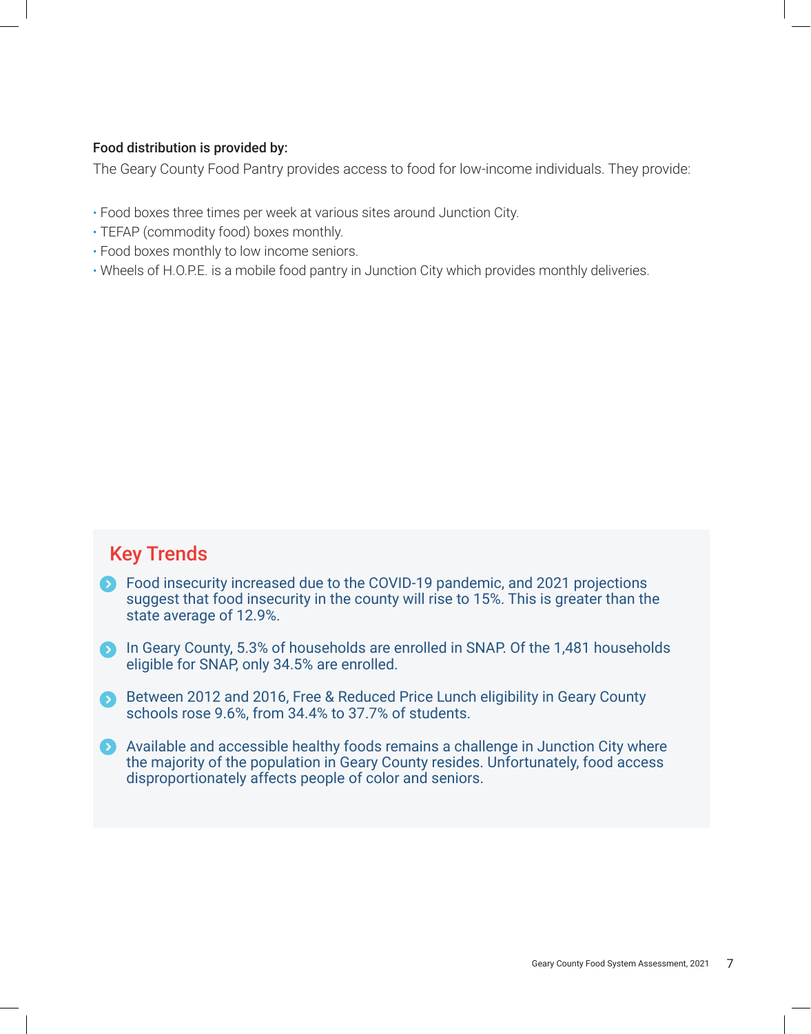**Food distribution is provided by:**

The Geary County Food Pantry provides access to food for low-income individuals. They provide:

- Food boxes three times per week at various sites around Junction City.
- TEFAP (commodity food) boxes monthly.
- Food boxes monthly to low income seniors.
- Wheels of H.O.P.E. is a mobile food pantry in Junction City which provides monthly deliveries.

## Key Trends

- Food insecurity increased due to the COVID-19 pandemic, and 2021 projections suggest that food insecurity in the county will rise to 15%. This is greater than the state average of 12.9%.
- In Geary County, 5.3% of households are enrolled in SNAP. Of the 1,481 households eligible for SNAP, only 34.5% are enrolled.
- Between 2012 and 2016, Free & Reduced Price Lunch eligibility in Geary County schools rose 9.6%, from 34.4% to 37.7% of students.
- Available and accessible healthy foods remains a challenge in Junction City where the majority of the population in Geary County resides. Unfortunately, food access disproportionately affects people of color and seniors.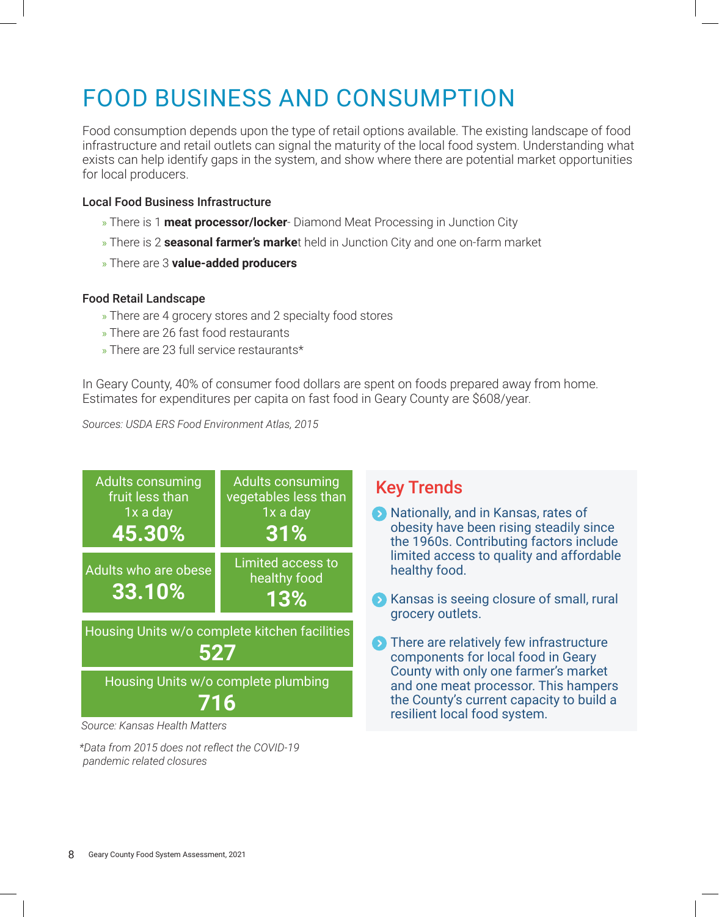# FOOD BUSINESS AND CONSUMPTION

Food consumption depends upon the type of retail options available. The existing landscape of food infrastructure and retail outlets can signal the maturity of the local food system. Understanding what exists can help identify gaps in the system, and show where there are potential market opportunities for local producers.

### Local Food Business Infrastructure

- There is 1 **meat processor/locker**- Diamond Meat Processing in Junction City
- There is 2 **seasonal farmer's marke**t held in Junction City and one on-farm market
- There are 3 **value-added producers**

### Food Retail Landscape

- There are 4 grocery stores and 2 specialty food stores
- There are 26 fast food restaurants
- There are 23 full service restaurants*

In Geary County, 40% of consumer food dollars are spent on foods prepared away from home. Estimates for expenditures per capita on fast food in Geary County are $608/year.

*Sources: USDA ERS Food Environment Atlas, 2015*

Adults consuming fruit less than 1x a day
**45.30%**

Adults consuming vegetables less than 1x a day
**31%**

Adults who are obese
**33.10%**

Limited access to healthy food
**13%**

Housing Units w/o complete kitchen facilities
**527**

Housing Units w/o complete plumbing
**716**

*Source: Kansas Health Matters*

*\*Data from 2015 does not reflect the COVID-19 pandemic related closures*

## Key Trends

- Nationally, and in Kansas, rates of obesity have been rising steadily since the 1960s. Contributing factors include limited access to quality and affordable healthy food.
- Kansas is seeing closure of small, rural grocery outlets.
- There are relatively few infrastructure components for local food in Geary County with only one farmer's market and one meat processor. This hampers the County's current capacity to build a resilient local food system.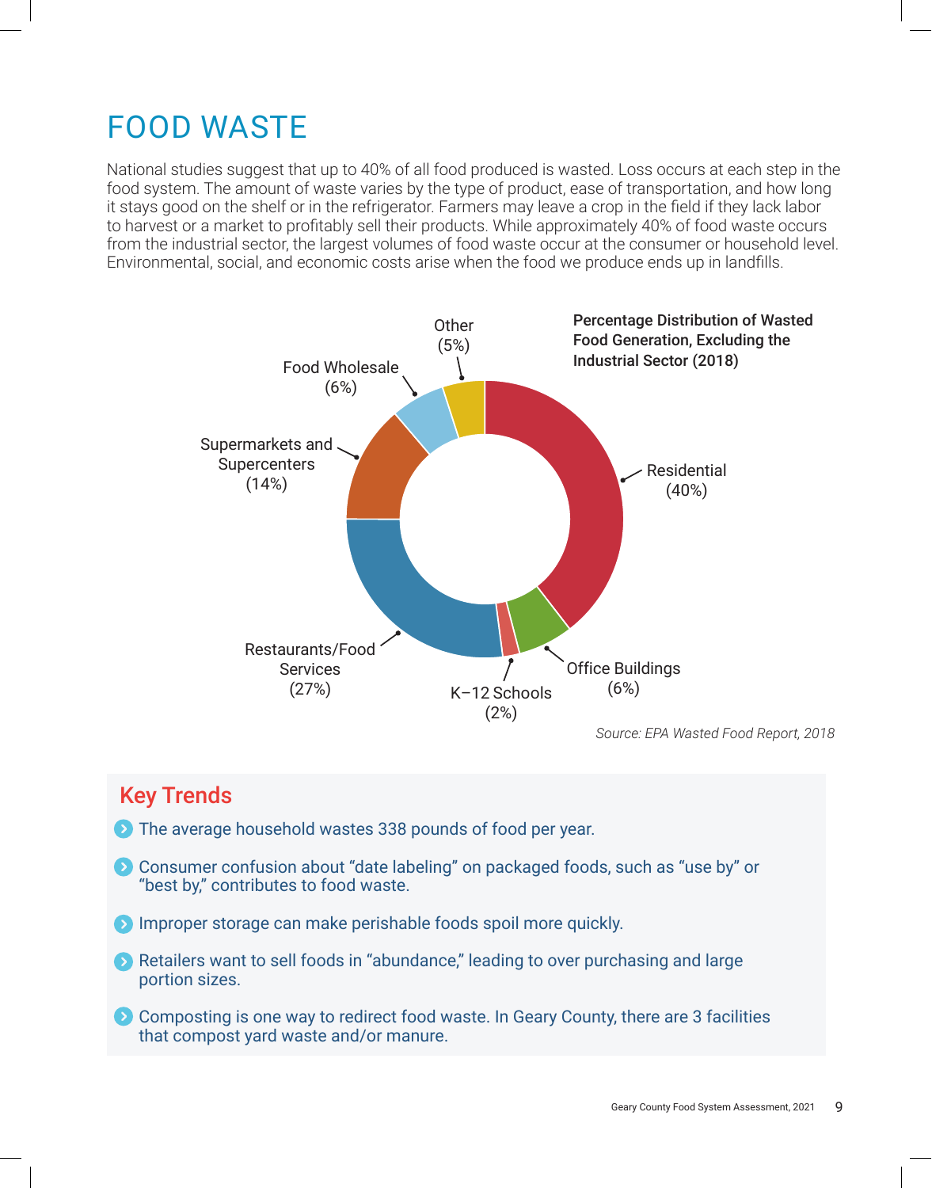# FOOD WASTE

National studies suggest that up to 40% of all food produced is wasted. Loss occurs at each step in the food system. The amount of waste varies by the type of product, ease of transportation, and how long it stays good on the shelf or in the refrigerator. Farmers may leave a crop in the field if they lack labor to harvest or a market to profitably sell their products. While approximately 40% of food waste occurs from the industrial sector, the largest volumes of food waste occur at the consumer or household level. Environmental, social, and economic costs arise when the food we produce ends up in landfills.

**Percentage Distribution of Wasted Food Generation, Excluding the Industrial Sector (2018)**

| Sector | Percentage |
|---|---|
| Residential | 40% |
| Restaurants/Food Services | 27% |
| Supermarkets and Supercenters | 14% |
| Food Wholesale | 6% |
| Office Buildings | 6% |
| Other | 5% |
| K–12 Schools | 2% |

*Source: EPA Wasted Food Report, 2018*

## Key Trends

- The average household wastes 338 pounds of food per year.
- Consumer confusion about "date labeling" on packaged foods, such as "use by" or "best by," contributes to food waste.
- Improper storage can make perishable foods spoil more quickly.
- Retailers want to sell foods in "abundance," leading to over purchasing and large portion sizes.
- Composting is one way to redirect food waste. In Geary County, there are 3 facilities that compost yard waste and/or manure.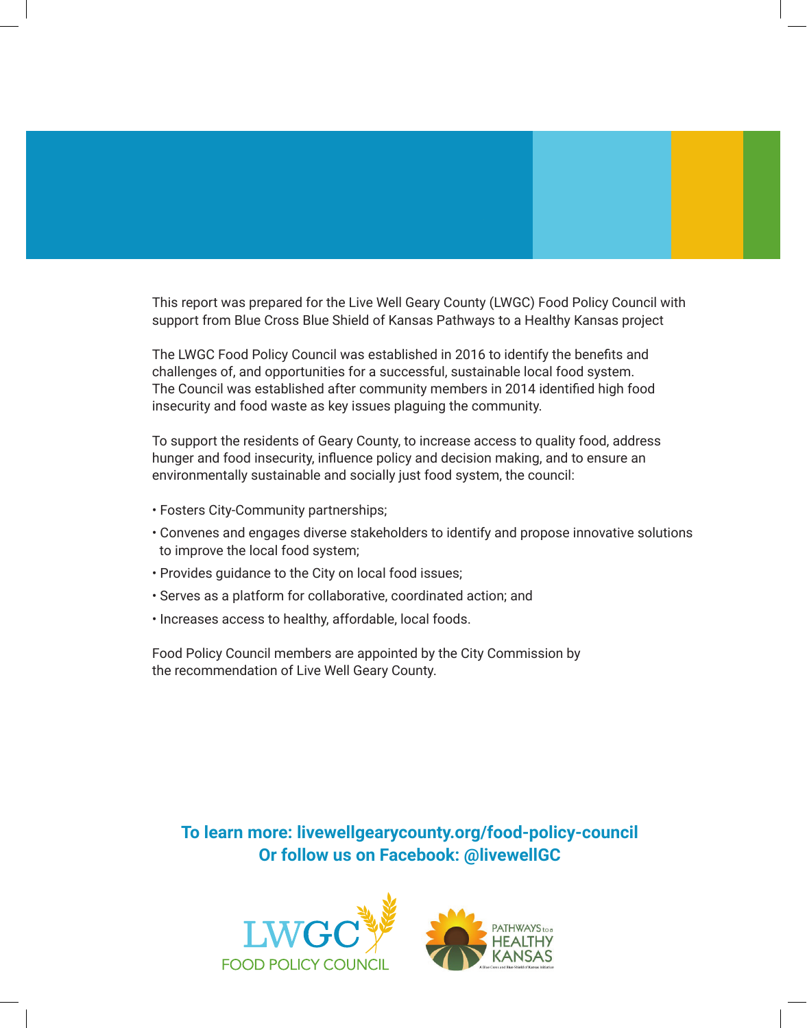This report was prepared for the Live Well Geary County (LWGC) Food Policy Council with support from Blue Cross Blue Shield of Kansas Pathways to a Healthy Kansas project

The LWGC Food Policy Council was established in 2016 to identify the benefits and challenges of, and opportunities for a successful, sustainable local food system. The Council was established after community members in 2014 identified high food insecurity and food waste as key issues plaguing the community.

To support the residents of Geary County, to increase access to quality food, address hunger and food insecurity, influence policy and decision making, and to ensure an environmentally sustainable and socially just food system, the council:

- Fosters City-Community partnerships;
- Convenes and engages diverse stakeholders to identify and propose innovative solutions to improve the local food system;
- Provides guidance to the City on local food issues;
- Serves as a platform for collaborative, coordinated action; and
- Increases access to healthy, affordable, local foods.

Food Policy Council members are appointed by the City Commission by the recommendation of Live Well Geary County.

**To learn more: livewellgearycounty.org/food-policy-council**
**Or follow us on Facebook: @livewellGC**

LWGC FOOD POLICY COUNCIL

PATHWAYS to a HEALTHY KANSAS